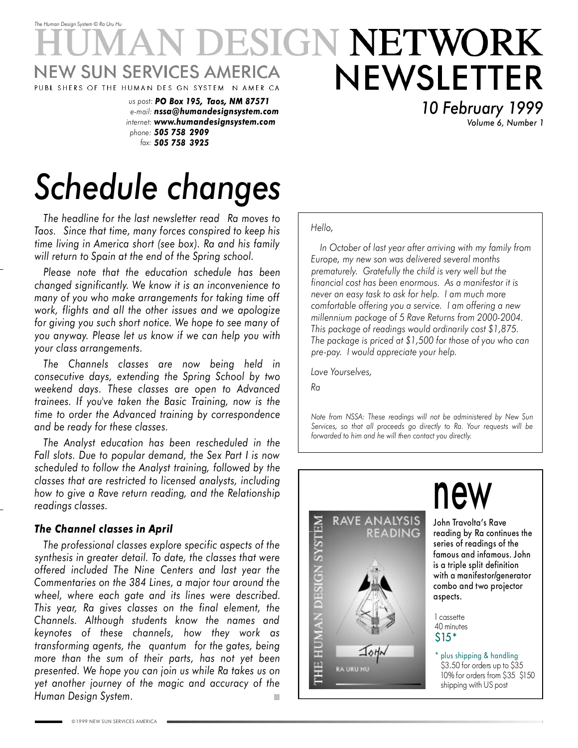*The Human Design System © Ra Uru Hu*

# HUMAN DESIGN NETWORK NEWSLETTER

NEW SUN SERVICES AMERICA

PUBLISHERS OF THE HUMAN DESIGN SYSTEM IN AMERICA

*us post:* ***PO Box 195, Taos, NM 87571***
*e-mail:* ***nssa@humandesignsystem.com***
*internet:* ***www.humandesignsystem.com***
*phone:* ***505 758 2909***
*fax:* ***505 758 3925***

*10 February 1999*
*Volume 6, Number 1*

# *Schedule changes*

*The headline for the last newsletter read Ra moves to Taos. Since that time, many forces conspired to keep his time living in America short (see box). Ra and his family will return to Spain at the end of the Spring school.*

*Please note that the education schedule has been changed significantly. We know it is an inconvenience to many of you who make arrangements for taking time off work, flights and all the other issues and we apologize for giving you such short notice. We hope to see many of you anyway. Please let us know if we can help you with your class arrangements.*

*The Channels classes are now being held in consecutive days, extending the Spring School by two weekend days. These classes are open to Advanced trainees. If you've taken the Basic Training, now is the time to order the Advanced training by correspondence and be ready for these classes.*

*The Analyst education has been rescheduled in the Fall slots. Due to popular demand, the Sex Part I is now scheduled to follow the Analyst training, followed by the classes that are restricted to licensed analysts, including how to give a Rave return reading, and the Relationship readings classes.*

### *The Channel classes in April*

*The professional classes explore specific aspects of the synthesis in greater detail. To date, the classes that were offered included The Nine Centers and last year the Commentaries on the 384 Lines, a major tour around the wheel, where each gate and its lines were described. This year, Ra gives classes on the final element, the Channels. Although students know the names and keynotes of these channels, how they work as transforming agents, the quantum for the gates, being more than the sum of their parts, has not yet been presented. We hope you can join us while Ra takes us on yet another journey of the magic and accuracy of the Human Design System.*

---

*Hello,*

*In October of last year after arriving with my family from Europe, my new son was delivered several months prematurely. Gratefully the child is very well but the financial cost has been enormous. As a manifestor it is never an easy task to ask for help. I am much more comfortable offering you a service. I am offering a new millennium package of 5 Rave Returns from 2000-2004. This package of readings would ordinarily cost $1,875. The package is priced at $1,500 for those of you who can pre-pay. I would appreciate your help.*

*Love Yourselves,*

*Ra*

*Note from NSSA: These readings will not be administered by New Sun Services, so that all proceeds go directly to Ra. Your requests will be forwarded to him and he will then contact you directly.*

---

THE HUMAN DESIGN SYSTEM
RAVE ANALYSIS READING
JOHN
RA URU HU

## new

John Travolta's Rave reading by Ra continues the series of readings of the famous and infamous. John is a triple split definition with a manifestor/generator combo and two projector aspects.

1 cassette
40 minutes
$15*

\* plus shipping & handling
$3.50 for orders up to $35
10% for orders from $35 $150
shipping with US post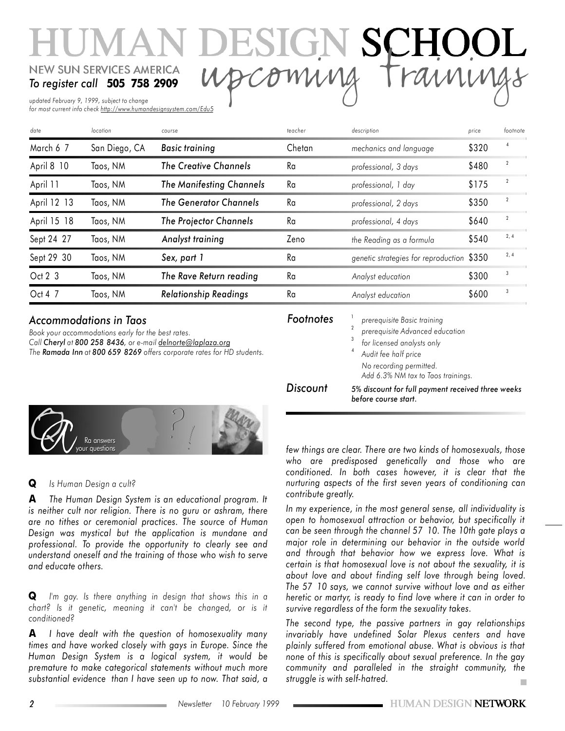# HUMAN DESIGN SCHOOL upcoming trainings

NEW SUN SERVICES AMERICA

*To register call* **505 758 2909**

*updated February 9, 1999, subject to change*
*for most current info check http://www.humandesignsystem.com/Edu5*

| date | location | course | teacher | description | price | footnote |
|---|---|---|---|---|---|---|
| March 6 7 | San Diego, CA | *Basic training* | Chetan | *mechanics and language* | $320 | 4 |
| April 8 10 | Taos, NM | *The Creative Channels* | Ra | *professional, 3 days* | $480 | 2 |
| April 11 | Taos, NM | *The Manifesting Channels* | Ra | *professional, 1 day* | $175 | 2 |
| April 12 13 | Taos, NM | *The Generator Channels* | Ra | *professional, 2 days* | $350 | 2 |
| April 15 18 | Taos, NM | *The Projector Channels* | Ra | *professional, 4 days* | $640 | 2 |
| Sept 24 27 | Taos, NM | *Analyst training* | Zeno | *the Reading as a formula* | $540 | 2, 4 |
| Sept 29 30 | Taos, NM | *Sex, part 1* | Ra | *genetic strategies for reproduction* | $350 | 2, 4 |
| Oct 2 3 | Taos, NM | *The Rave Return reading* | Ra | *Analyst education* | $300 | 3 |
| Oct 4 7 | Taos, NM | *Relationship Readings* | Ra | *Analyst education* | $600 | 3 |

### *Accommodations in Taos*

*Book your accommodations early for the best rates.*
*Call* ***Cheryl*** *at* ***800 258 8436****, or e-mail delnorte@laplaza.org*
*The* ***Ramada Inn*** *at* ***800 659 8269*** *offers corporate rates for HD students.*

### *Footnotes*

1. *prerequisite Basic training*
2. *prerequisite Advanced education*
3. *for licensed analysts only*
4. *Audit fee half price*

*No recording permitted.*
*Add 6.3% NM tax to Taos trainings.*

### *Discount*

*5% discount for full payment received three weeks before course start.*

## Ra answers your questions

**Q** *Is Human Design a cult?*

**A** *The Human Design System is an educational program. It is neither cult nor religion. There is no guru or ashram, there are no tithes or ceremonial practices. The source of Human Design was mystical but the application is mundane and professional. To provide the opportunity to clearly see and understand oneself and the training of those who wish to serve and educate others.*

**Q** *I'm gay. Is there anything in design that shows this in a chart? Is it genetic, meaning it can't be changed, or is it conditioned?*

**A** *I have dealt with the question of homosexuality many times and have worked closely with gays in Europe. Since the Human Design System is a logical system, it would be premature to make categorical statements without much more substantial evidence than I have seen up to now. That said, a few things are clear. There are two kinds of homosexuals, those who are predisposed genetically and those who are conditioned. In both cases however, it is clear that the nurturing aspects of the first seven years of conditioning can contribute greatly.*

*In my experience, in the most general sense, all individuality is open to homosexual attraction or behavior, but specifically it can be seen through the channel 57 10. The 10th gate plays a major role in determining our behavior in the outside world and through that behavior how we express love. What is certain is that homosexual love is not about the sexuality, it is about love and about finding self love through being loved. The 57 10 says, we cannot survive without love and as either heretic or martyr, is ready to find love where it can in order to survive regardless of the form the sexuality takes.*

*The second type, the passive partners in gay relationships invariably have undefined Solar Plexus centers and have plainly suffered from emotional abuse. What is obvious is that none of this is specifically about sexual preference. In the gay community and paralleled in the straight community, the struggle is with self-hatred.*